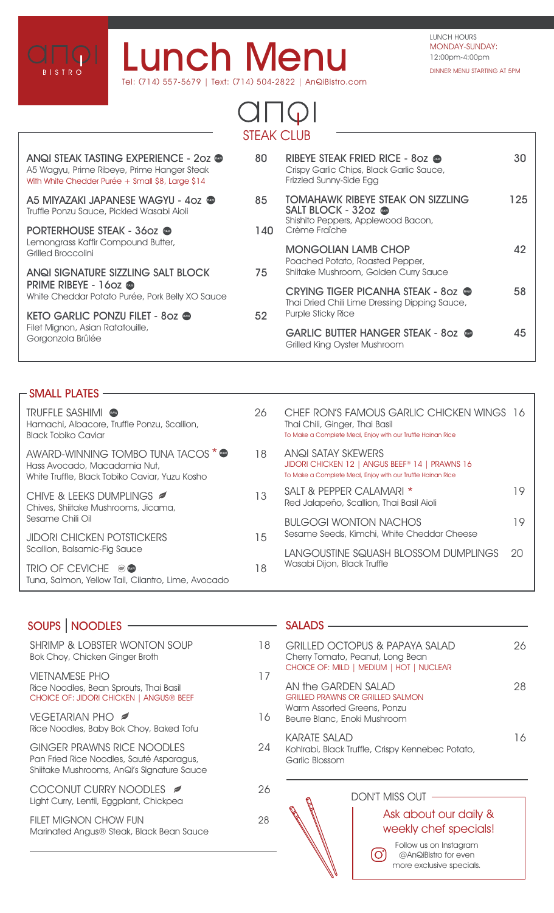# Lunch Menu

ANQI BISTRO

Tel: (714) 557-5679 | Text: (714) 504-2822 | AnQiBistro.com

LUNCH HOURS
MONDAY-SUNDAY:
12:00pm-4:00pm

DINNER MENU STARTING AT 5PM

## ANQI STEAK CLUB

**ANQI STEAK TASTING EXPERIENCE - 2oz** (RAW) — 80
A5 Wagyu, Prime Ribeye, Prime Hanger Steak
With White Chedder Purée + Small $8, Large $14

**A5 MIYAZAKI JAPANESE WAGYU - 4oz** (RAW) — 85
Truffle Ponzu Sauce, Pickled Wasabi Aioli

**PORTERHOUSE STEAK - 36oz** (RAW) — 140
Lemongrass Kaffir Compound Butter, Grilled Broccolini

**ANQI SIGNATURE SIZZLING SALT BLOCK PRIME RIBEYE - 16oz** (RAW) — 75
White Cheddar Potato Purée, Pork Belly XO Sauce

**KETO GARLIC PONZU FILET - 8oz** (RAW) — 52
Filet Mignon, Asian Ratatouille, Gorgonzola Brûlée

**RIBEYE STEAK FRIED RICE - 8oz** (RAW) — 30
Crispy Garlic Chips, Black Garlic Sauce, Frizzled Sunny-Side Egg

**TOMAHAWK RIBEYE STEAK ON SIZZLING SALT BLOCK - 32oz** (RAW) — 125
Shishito Peppers, Applewood Bacon, Crème Fraîche

**MONGOLIAN LAMB CHOP** — 42
Poached Potato, Roasted Pepper, Shiitake Mushroom, Golden Curry Sauce

**CRYING TIGER PICANHA STEAK - 8oz** (RAW) — 58
Thai Dried Chili Lime Dressing Dipping Sauce, Purple Sticky Rice

**GARLIC BUTTER HANGER STEAK - 8oz** (RAW) — 45
Grilled King Oyster Mushroom

## SMALL PLATES

TRUFFLE SASHIMI (RAW) — 26
Hamachi, Albacore, Truffle Ponzu, Scallion, Black Tobiko Caviar

AWARD-WINNING TOMBO TUNA TACOS * (RAW) — 18
Hass Avocado, Macadamia Nut, White Truffle, Black Tobiko Caviar, Yuzu Kosho

CHIVE & LEEKS DUMPLINGS (V) — 13
Chives, Shiitake Mushrooms, Jicama, Sesame Chili Oil

JIDORI CHICKEN POTSTICKERS — 15
Scallion, Balsamic-Fig Sauce

TRIO OF CEVICHE (GF) (RAW) — 18
Tuna, Salmon, Yellow Tail, Cilantro, Lime, Avocado

CHEF RON'S FAMOUS GARLIC CHICKEN WINGS — 16
Thai Chili, Ginger, Thai Basil
To Make a Complete Meal, Enjoy with our Truffle Hainan Rice

ANQI SATAY SKEWERS
JIDORI CHICKEN 12 | ANGUS BEEF® 14 | PRAWNS 16
To Make a Complete Meal, Enjoy with our Truffle Hainan Rice

SALT & PEPPER CALAMARI * — 19
Red Jalapeño, Scallion, Thai Basil Aioli

BULGOGI WONTON NACHOS — 19
Sesame Seeds, Kimchi, White Cheddar Cheese

LANGOUSTINE SQUASH BLOSSOM DUMPLINGS — 20
Wasabi Dijon, Black Truffle

## SOUPS | NOODLES

SHRIMP & LOBSTER WONTON SOUP — 18
Bok Choy, Chicken Ginger Broth

VIETNAMESE PHO — 17
Rice Noodles, Bean Sprouts, Thai Basil
CHOICE OF: JIDORI CHICKEN | ANGUS® BEEF

VEGETARIAN PHO (V) — 16
Rice Noodles, Baby Bok Choy, Baked Tofu

GINGER PRAWNS RICE NOODLES — 24
Pan Fried Rice Noodles, Sauté Asparagus, Shiitake Mushrooms, AnQi's Signature Sauce

COCONUT CURRY NOODLES (V) — 26
Light Curry, Lentil, Eggplant, Chickpea

FILET MIGNON CHOW FUN — 28
Marinated Angus® Steak, Black Bean Sauce

## SALADS

GRILLED OCTOPUS & PAPAYA SALAD — 26
Cherry Tomato, Peanut, Long Bean
CHOICE OF: MILD | MEDIUM | HOT | NUCLEAR

AN the GARDEN SALAD — 28
GRILLED PRAWNS OR GRILLED SALMON
Warm Assorted Greens, Ponzu Beurre Blanc, Enoki Mushroom

KARATE SALAD — 16
Kohlrabi, Black Truffle, Crispy Kennebec Potato, Garlic Blossom

## DON'T MISS OUT

Ask about our daily & weekly chef specials!

Follow us on Instagram @AnQiBistro for even more exclusive specials.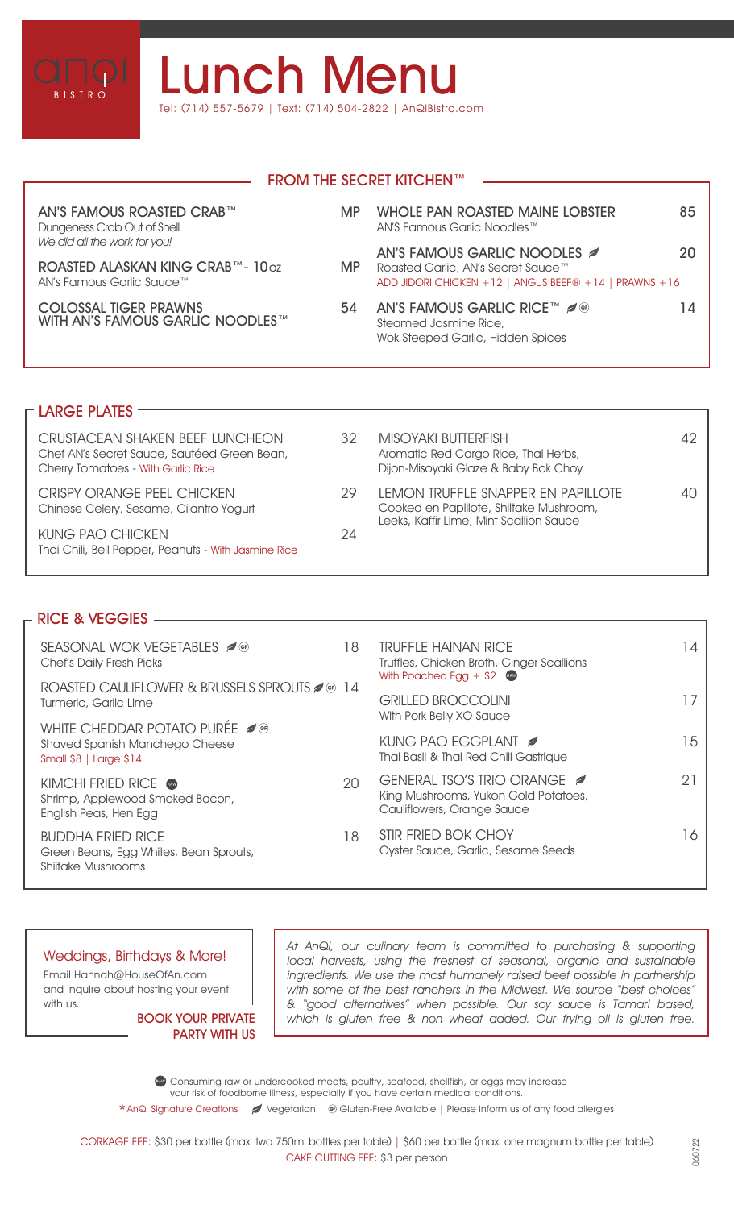anqi BISTRO

# Lunch Menu

Tel: (714) 557-5679 | Text: (714) 504-2822 | AnQiBistro.com

## FROM THE SECRET KITCHEN™

**AN'S FAMOUS ROASTED CRAB™** — MP
Dungeness Crab Out of Shell
*We did all the work for you!*

**ROASTED ALASKAN KING CRAB™- 10oz** — MP
AN's Famous Garlic Sauce™

**COLOSSAL TIGER PRAWNS WITH AN'S FAMOUS GARLIC NOODLES™** — 54

**WHOLE PAN ROASTED MAINE LOBSTER** — 85
AN'S Famous Garlic Noodles™

**AN'S FAMOUS GARLIC NOODLES** (Vegetarian) — 20
Roasted Garlic, AN's Secret Sauce™
ADD JIDORI CHICKEN +12 | ANGUS BEEF® +14 | PRAWNS +16

**AN'S FAMOUS GARLIC RICE™** (Vegetarian, GF) — 14
Steamed Jasmine Rice,
Wok Steeped Garlic, Hidden Spices

## LARGE PLATES

CRUSTACEAN SHAKEN BEEF LUNCHEON — 32
Chef AN's Secret Sauce, Sautéed Green Bean, Cherry Tomatoes - With Garlic Rice

CRISPY ORANGE PEEL CHICKEN — 29
Chinese Celery, Sesame, Cilantro Yogurt

KUNG PAO CHICKEN — 24
Thai Chili, Bell Pepper, Peanuts - With Jasmine Rice

MISOYAKI BUTTERFISH — 42
Aromatic Red Cargo Rice, Thai Herbs, Dijon-Misoyaki Glaze & Baby Bok Choy

LEMON TRUFFLE SNAPPER EN PAPILLOTE — 40
Cooked en Papillote, Shiitake Mushroom, Leeks, Kaffir Lime, Mint Scallion Sauce

## RICE & VEGGIES

SEASONAL WOK VEGETABLES (Vegetarian, GF) — 18
Chef's Daily Fresh Picks

ROASTED CAULIFLOWER & BRUSSELS SPROUTS (Vegetarian, GF) — 14
Turmeric, Garlic Lime

WHITE CHEDDAR POTATO PURÉE (Vegetarian, GF)
Shaved Spanish Manchego Cheese
Small $8 | Large $14

KIMCHI FRIED RICE (RAW) — 20
Shrimp, Applewood Smoked Bacon, English Peas, Hen Egg

BUDDHA FRIED RICE — 18
Green Beans, Egg Whites, Bean Sprouts, Shiitake Mushrooms

TRUFFLE HAINAN RICE — 14
Truffles, Chicken Broth, Ginger Scallions
With Poached Egg + $2 (RAW)

GRILLED BROCCOLINI — 17
With Pork Belly XO Sauce

KUNG PAO EGGPLANT (Vegetarian) — 15
Thai Basil & Thai Red Chili Gastrique

GENERAL TSO'S TRIO ORANGE (Vegetarian) — 21
King Mushrooms, Yukon Gold Potatoes, Cauliflowers, Orange Sauce

STIR FRIED BOK CHOY — 16
Oyster Sauce, Garlic, Sesame Seeds

### Weddings, Birthdays & More!

Email Hannah@HouseOfAn.com and inquire about hosting your event with us.

**BOOK YOUR PRIVATE PARTY WITH US**

*At AnQi, our culinary team is committed to purchasing & supporting local harvests, using the freshest of seasonal, organic and sustainable ingredients. We use the most humanely raised beef possible in partnership with some of the best ranchers in the Midwest. We source "best choices" & "good alternatives" when possible. Our soy sauce is Tamari based, which is gluten free & non wheat added. Our frying oil is gluten free.*

(RAW) Consuming raw or undercooked meats, poultry, seafood, shellfish, or eggs may increase your risk of foodborne illness, especially if you have certain medical conditions.

*AnQi Signature Creations | (Leaf) Vegetarian | (GF) Gluten-Free Available | Please inform us of any food allergies

CORKAGE FEE: $30 per bottle (max. two 750ml bottles per table) | $60 per bottle (max. one magnum bottle per table)
CAKE CUTTING FEE: $3 per person

060722